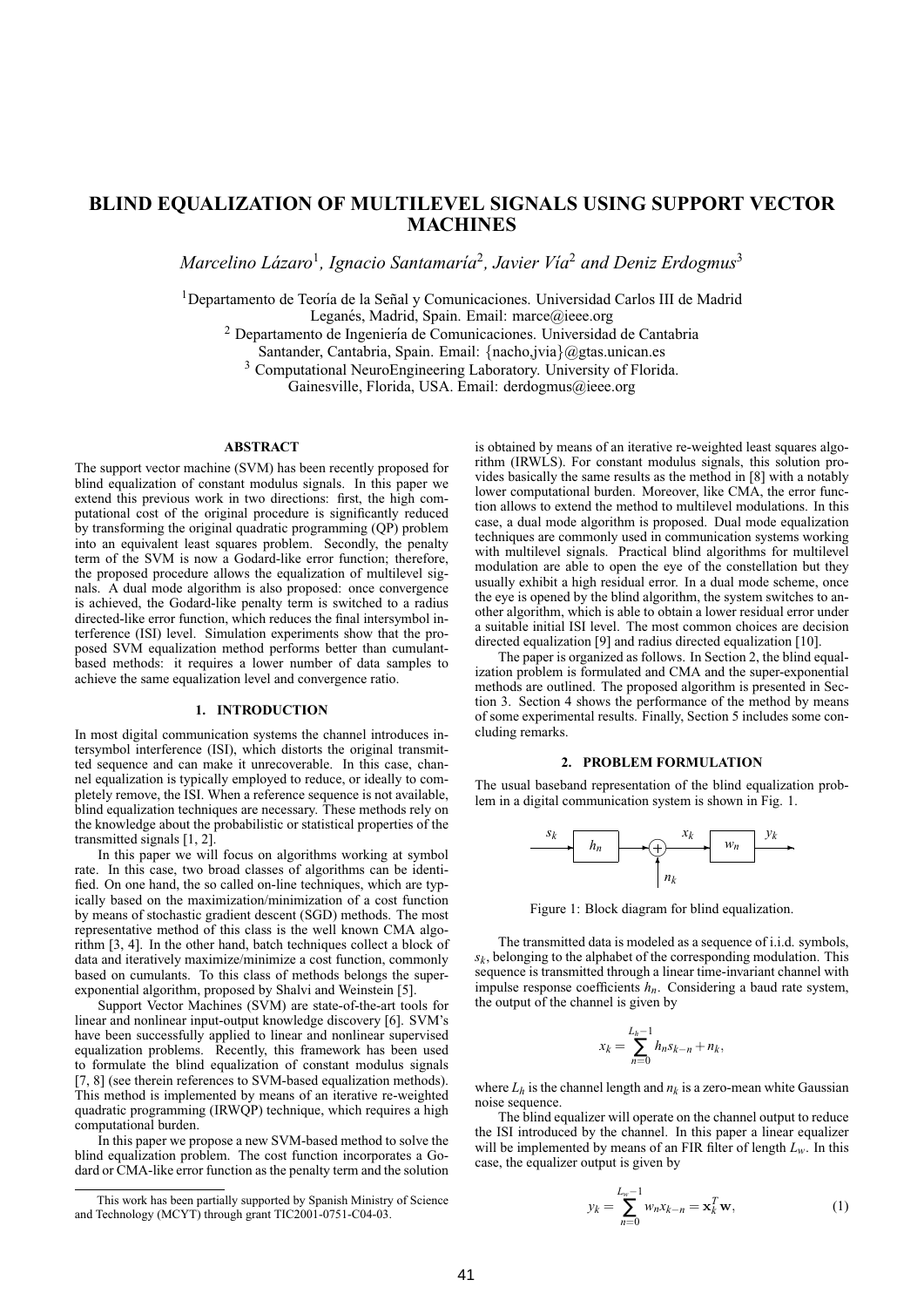# BLIND EQUALIZATION OF MULTILEVEL SIGNALS USING SUPPORT VECTOR MACHINES

*Marcelino Lázaro*[1]*, Ignacio Santamaría*[2]*, Javier Vía*[2] *and Deniz Erdogmus*[3]

[1]Departamento de Teoría de la Señal y Comunicaciones. Universidad Carlos III de Madrid
Leganés, Madrid, Spain. Email: marce@ieee.org
[2] Departamento de Ingeniería de Comunicaciones. Universidad de Cantabria
Santander, Cantabria, Spain. Email: {nacho,jvia}@gtas.unican.es
[3] Computational NeuroEngineering Laboratory. University of Florida.
Gainesville, Florida, USA. Email: derdogmus@ieee.org

## ABSTRACT

The support vector machine (SVM) has been recently proposed for blind equalization of constant modulus signals. In this paper we extend this previous work in two directions: first, the high computational cost of the original procedure is significantly reduced by transforming the original quadratic programming (QP) problem into an equivalent least squares problem. Secondly, the penalty term of the SVM is now a Godard-like error function; therefore, the proposed procedure allows the equalization of multilevel signals. A dual mode algorithm is also proposed: once convergence is achieved, the Godard-like penalty term is switched to a radius directed-like error function, which reduces the final intersymbol interference (ISI) level. Simulation experiments show that the proposed SVM equalization method performs better than cumulant-based methods: it requires a lower number of data samples to achieve the same equalization level and convergence ratio.

## 1. INTRODUCTION

In most digital communication systems the channel introduces intersymbol interference (ISI), which distorts the original transmitted sequence and can make it unrecoverable. In this case, channel equalization is typically employed to reduce, or ideally to completely remove, the ISI. When a reference sequence is not available, blind equalization techniques are necessary. These methods rely on the knowledge about the probabilistic or statistical properties of the transmitted signals [1, 2].

In this paper we will focus on algorithms working at symbol rate. In this case, two broad classes of algorithms can be identified. On one hand, the so called on-line techniques, which are typically based on the maximization/minimization of a cost function by means of stochastic gradient descent (SGD) methods. The most representative method of this class is the well known CMA algorithm [3, 4]. In the other hand, batch techniques collect a block of data and iteratively maximize/minimize a cost function, commonly based on cumulants. To this class of methods belongs the super-exponential algorithm, proposed by Shalvi and Weinstein [5].

Support Vector Machines (SVM) are state-of-the-art tools for linear and nonlinear input-output knowledge discovery [6]. SVM's have been successfully applied to linear and nonlinear supervised equalization problems. Recently, this framework has been used to formulate the blind equalization of constant modulus signals [7, 8] (see therein references to SVM-based equalization methods). This method is implemented by means of an iterative re-weighted quadratic programming (IRWQP) technique, which requires a high computational burden.

In this paper we propose a new SVM-based method to solve the blind equalization problem. The cost function incorporates a Godard or CMA-like error function as the penalty term and the solution is obtained by means of an iterative re-weighted least squares algorithm (IRWLS). For constant modulus signals, this solution provides basically the same results as the method in [8] with a notably lower computational burden. Moreover, like CMA, the error function allows to extend the method to multilevel modulations. In this case, a dual mode algorithm is proposed. Dual mode equalization techniques are commonly used in communication systems working with multilevel signals. Practical blind algorithms for multilevel modulation are able to open the eye of the constellation but they usually exhibit a high residual error. In a dual mode scheme, once the eye is opened by the blind algorithm, the system switches to another algorithm, which is able to obtain a lower residual error under a suitable initial ISI level. The most common choices are decision directed equalization [9] and radius directed equalization [10].

The paper is organized as follows. In Section 2, the blind equalization problem is formulated and CMA and the super-exponential methods are outlined. The proposed algorithm is presented in Section 3. Section 4 shows the performance of the method by means of some experimental results. Finally, Section 5 includes some concluding remarks.

## 2. PROBLEM FORMULATION

The usual baseband representation of the blind equalization problem in a digital communication system is shown in Fig. 1.

Figure 1: Block diagram for blind equalization.

The transmitted data is modeled as a sequence of i.i.d. symbols, $s_k$, belonging to the alphabet of the corresponding modulation. This sequence is transmitted through a linear time-invariant channel with impulse response coefficients $h_n$. Considering a baud rate system, the output of the channel is given by

$$x_k = \sum_{n=0}^{L_h-1} h_n s_{k-n} + n_k,$$

where $L_h$ is the channel length and $n_k$ is a zero-mean white Gaussian noise sequence.

The blind equalizer will operate on the channel output to reduce the ISI introduced by the channel. In this paper a linear equalizer will be implemented by means of an FIR filter of length $L_w$. In this case, the equalizer output is given by

$$y_k = \sum_{n=0}^{L_w-1} w_n x_{k-n} = \mathbf{x}_k^T \mathbf{w}, \tag{1}$$

This work has been partially supported by Spanish Ministry of Science and Technology (MCYT) through grant TIC2001-0751-C04-03.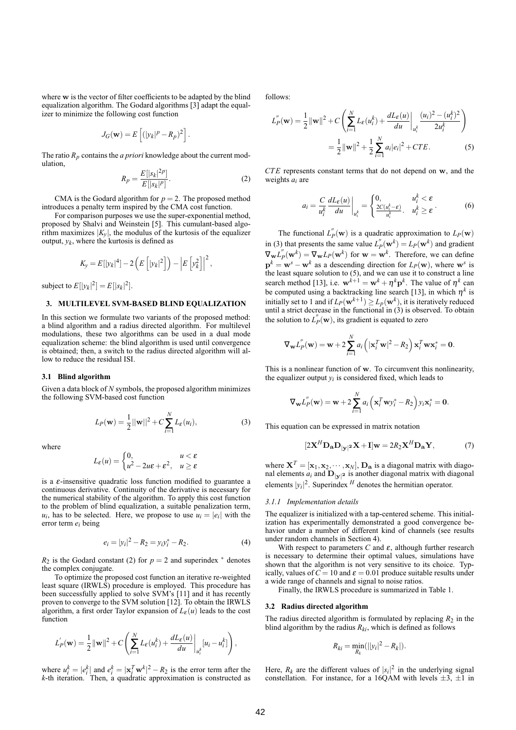where $\mathbf{w}$ is the vector of filter coefficients to be adapted by the blind equalization algorithm. The Godard algorithms [3] adapt the equalizer to minimize the following cost function

$$J_G(\mathbf{w}) = E\left[(|y_k|^p - R_p)^2\right].$$

The ratio $R_p$ contains the *a priori* knowledge about the current modulation,

$$R_p = \frac{E[|s_k|^{2p}]}{E[|s_k|^p]}. \tag{2}$$

CMA is the Godard algorithm for $p=2$. The proposed method introduces a penalty term inspired by the CMA cost function.

For comparison purposes we use the super-exponential method, proposed by Shalvi and Weinstein [5]. This cumulant-based algorithm maximizes $|K_y|$, the modulus of the kurtosis of the equalizer output, $y_k$, where the kurtosis is defined as

$$K_y = E[|y_k|^4] - 2\left(E\left[|y_k|^2\right]\right) - \left|E\left[y_k^2\right]\right|^2,$$

subject to $E[|y_k|^2] = E[|s_k|^2]$.

## 3. MULTILEVEL SVM-BASED BLIND EQUALIZATION

In this section we formulate two variants of the proposed method: a blind algorithm and a radius directed algorithm. For multilevel modulations, these two algorithms can be used in a dual mode equalization scheme: the blind algorithm is used until convergence is obtained; then, a switch to the radius directed algorithm will allow to reduce the residual ISI.

### 3.1 Blind algorithm

Given a data block of $N$ symbols, the proposed algorithm minimizes the following SVM-based cost function

$$L_P(\mathbf{w}) = \frac{1}{2}||\mathbf{w}||^2 + C\sum_{i=1}^{N} L_\varepsilon(u_i), \tag{3}$$

where

$$L_\varepsilon(u) = \begin{cases} 0, & u < \varepsilon \\ u^2 - 2u\varepsilon + \varepsilon^2, & u \geq \varepsilon \end{cases}$$

is a $\varepsilon$-insensitive quadratic loss function modified to guarantee a continuous derivative. Continuity of the derivative is necessary for the numerical stability of the algorithm. To apply this cost function to the problem of blind equalization, a suitable penalization term, $u_i$, has to be selected. Here, we propose to use $u_i = |e_i|$ with the error term $e_i$ being

$$e_i = |y_i|^2 - R_2 = y_i y_i^* - R_2. \tag{4}$$

$R_2$ is the Godard constant (2) for $p=2$ and superindex $^*$ denotes the complex conjugate.

To optimize the proposed cost function an iterative re-weighted least square (IRWLS) procedure is employed. This procedure has been successfully applied to solve SVM's [11] and it has recently proven to converge to the SVM solution [12]. To obtain the IRWLS algorithm, a first order Taylor expansion of $L_\varepsilon(u)$ leads to the cost function

$$L_P^{'}(\mathbf{w}) = \frac{1}{2}\|\mathbf{w}\|^2 + C\left(\sum_{i=1}^{N} L_\varepsilon(u_i^k) + \left.\frac{dL_\varepsilon(u)}{du}\right|_{u_i^k}[u_i - u_i^k]\right),$$

where $u_i^k = |e_i^k|$ and $e_i^k = |\mathbf{x}_i^T\mathbf{w}^k|^2 - R_2$ is the error term after the $k$-th iteration. Then, a quadratic approximation is constructed as follows:

$$\begin{aligned} L_P^{''}(\mathbf{w}) &= \frac{1}{2}\|\mathbf{w}\|^2 + C\left(\sum_{i=1}^{N} L_\varepsilon(u_i^k) + \left.\frac{dL_\varepsilon(u)}{du}\right|_{u_i^k}\frac{(u_i)^2 - (u_i^k)^2}{2u_i^k}\right) \\ &= \frac{1}{2}\|\mathbf{w}\|^2 + \frac{1}{2}\sum_{i=1}^{N} a_i|e_i|^2 + CTE. \end{aligned} \tag{5}$$

$CTE$ represents constant terms that do not depend on $\mathbf{w}$, and the weights $a_i$ are

$$a_i = \frac{C}{u_i^k}\left.\frac{dL_\varepsilon(u)}{du}\right|_{u_i^k} = \begin{cases} 0, & u_i^k < \varepsilon \\ \frac{2C(u_i^k - \varepsilon)}{u_i^k}, & u_i^k \geq \varepsilon \end{cases}. \tag{6}$$

The functional $L_P^{''}(\mathbf{w})$ is a quadratic approximation to $L_P(\mathbf{w})$ in (3) that presents the same value $L_P^{''}(\mathbf{w}^k) = L_P(\mathbf{w}^k)$ and gradient $\nabla_{\mathbf{w}}L_P^{''}(\mathbf{w}^k) = \nabla_{\mathbf{w}}L_P(\mathbf{w}^k)$ for $\mathbf{w} = \mathbf{w}^k$. Therefore, we can define $\mathbf{p}^k = \mathbf{w}^s - \mathbf{w}^k$ as a descending direction for $L_P(\mathbf{w})$, where $\mathbf{w}^s$ is the least square solution to (5), and we can use it to construct a line search method [13], i.e. $\mathbf{w}^{k+1} = \mathbf{w}^k + \eta^k\mathbf{p}^k$. The value of $\eta^k$ can be computed using a backtracking line search [13], in which $\eta^k$ is initially set to 1 and if $L_P(\mathbf{w}^{k+1}) \geq L_P(\mathbf{w}^k)$, it is iteratively reduced until a strict decrease in the functional in (3) is observed. To obtain the solution to $L_P^{''}(\mathbf{w})$, its gradient is equated to zero

$$\nabla_{\mathbf{w}}L_P^{''}(\mathbf{w}) = \mathbf{w} + 2\sum_{i=1}^{N} a_i\left(|\mathbf{x}_i^T\mathbf{w}|^2 - R_2\right)\mathbf{x}_i^T\mathbf{w}\mathbf{x}_i^* = \mathbf{0}.$$

This is a nonlinear function of $\mathbf{w}$. To circumvent this nonlinearity, the equalizer output $y_i$ is considered fixed, which leads to

$$\nabla_{\mathbf{w}}L_P^{''}(\mathbf{w}) = \mathbf{w} + 2\sum_{i=1}^{N} a_i\left(\mathbf{x}_i^T\mathbf{w}y_i^* - R_2\right)y_i\mathbf{x}_i^* = \mathbf{0}.$$

This equation can be expressed in matrix notation

$$[2\mathbf{X}^H\mathbf{D_a}\mathbf{D}_{|\mathbf{y}|^2}\mathbf{X} + \mathbf{I}]\mathbf{w} = 2R_2\mathbf{X}^H\mathbf{D_a}\mathbf{Y}, \tag{7}$$

where $\mathbf{X}^T = [\mathbf{x}_1, \mathbf{x}_2, \cdots, \mathbf{x}_N]$, $\mathbf{D_a}$ is a diagonal matrix with diagonal elements $a_i$ and $\mathbf{D}_{|\mathbf{y}|^2}$ is another diagonal matrix with diagonal elements $|y_i|^2$. Superindex $^H$ denotes the hermitian operator.

#### 3.1.1 Implementation details

The equalizer is initialized with a tap-centered scheme. This initialization has experimentally demonstrated a good convergence behavior under a number of different kind of channels (see results under random channels in Section 4).

With respect to parameters $C$ and $\varepsilon$, although further research is necessary to determine their optimal values, simulations have shown that the algorithm is not very sensitive to its choice. Typically, values of $C = 10$ and $\varepsilon = 0.01$ produce suitable results under a wide range of channels and signal to noise ratios.

Finally, the IRWLS procedure is summarized in Table 1.

### 3.2 Radius directed algorithm

The radius directed algorithm is formulated by replacing $R_2$ in the blind algorithm by the radius $R_{ki}$, which is defined as follows

$$R_{ki} = \min_{R_k}(||y_i|^2 - R_k|).$$

Here, $R_k$ are the different values of $|s_i|^2$ in the underlying signal constellation. For instance, for a 16QAM with levels $\pm 3$, $\pm 1$ in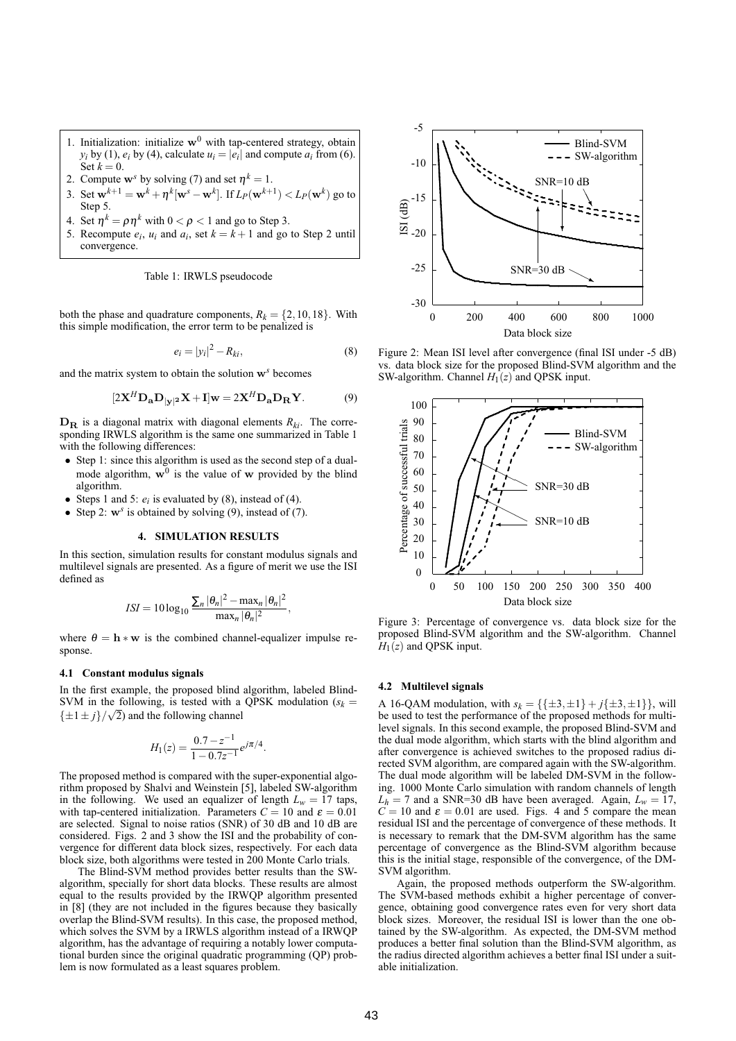1. Initialization: initialize $\mathbf{w}^0$ with tap-centered strategy, obtain $y_i$ by (1), $e_i$ by (4), calculate $u_i = |e_i|$ and compute $a_i$ from (6). Set $k = 0$.
2. Compute $\mathbf{w}^s$ by solving (7) and set $\eta^k = 1$.
3. Set $\mathbf{w}^{k+1} = \mathbf{w}^k + \eta^k[\mathbf{w}^s - \mathbf{w}^k]$. If $L_P(\mathbf{w}^{k+1}) < L_P(\mathbf{w}^k)$ go to Step 5.
4. Set $\eta^k = \rho\eta^k$ with $0 < \rho < 1$ and go to Step 3.
5. Recompute $e_i$, $u_i$ and $a_i$, set $k = k+1$ and go to Step 2 until convergence.

Table 1: IRWLS pseudocode

both the phase and quadrature components, $R_k = \{2, 10, 18\}$. With this simple modification, the error term to be penalized is

$$e_i = |y_i|^2 - R_{ki}, \tag{8}$$

and the matrix system to obtain the solution $\mathbf{w}^s$ becomes

$$[2\mathbf{X}^H \mathbf{D_a} \mathbf{D}_{|\mathbf{y}|^2} \mathbf{X} + \mathbf{I}]\mathbf{w} = 2\mathbf{X}^H \mathbf{D_a} \mathbf{D_R} \mathbf{Y}. \tag{9}$$

$\mathbf{D_R}$ is a diagonal matrix with diagonal elements $R_{ki}$. The corresponding IRWLS algorithm is the same one summarized in Table 1 with the following differences:

- Step 1: since this algorithm is used as the second step of a dual-mode algorithm, $\mathbf{w}^0$ is the value of $\mathbf{w}$ provided by the blind algorithm.
- Steps 1 and 5: $e_i$ is evaluated by (8), instead of (4).
- Step 2: $\mathbf{w}^s$ is obtained by solving (9), instead of (7).

## 4. SIMULATION RESULTS

In this section, simulation results for constant modulus signals and multilevel signals are presented. As a figure of merit we use the ISI defined as

$$ISI = 10\log_{10} \frac{\sum_n |\theta_n|^2 - \max_n |\theta_n|^2}{\max_n |\theta_n|^2},$$

where $\theta = \mathbf{h} * \mathbf{w}$ is the combined channel-equalizer impulse response.

### 4.1 Constant modulus signals

In the first example, the proposed blind algorithm, labeled Blind-SVM in the following, is tested with a QPSK modulation ($s_k = \{\pm 1 \pm j\}/\sqrt{2}$) and the following channel

$$H_1(z) = \frac{0.7 - z^{-1}}{1 - 0.7z^{-1}} e^{j\pi/4}.$$

The proposed method is compared with the super-exponential algorithm proposed by Shalvi and Weinstein [5], labeled SW-algorithm in the following. We used an equalizer of length $L_w = 17$ taps, with tap-centered initialization. Parameters $C = 10$ and $\varepsilon = 0.01$ are selected. Signal to noise ratios (SNR) of 30 dB and 10 dB are considered. Figs. 2 and 3 show the ISI and the probability of convergence for different data block sizes, respectively. For each data block size, both algorithms were tested in 200 Monte Carlo trials.

The Blind-SVM method provides better results than the SW-algorithm, specially for short data blocks. These results are almost equal to the results provided by the IRWQP algorithm presented in [8] (they are not included in the figures because they basically overlap the Blind-SVM results). In this case, the proposed method, which solves the SVM by a IRWLS algorithm instead of a IRWQP algorithm, has the advantage of requiring a notably lower computational burden since the original quadratic programming (QP) problem is now formulated as a least squares problem.

Figure 2: Mean ISI level after convergence (final ISI under -5 dB) vs. data block size for the proposed Blind-SVM algorithm and the SW-algorithm. Channel $H_1(z)$ and QPSK input.

Figure 3: Percentage of convergence vs. data block size for the proposed Blind-SVM algorithm and the SW-algorithm. Channel $H_1(z)$ and QPSK input.

### 4.2 Multilevel signals

A 16-QAM modulation, with $s_k = \{\{\pm 3, \pm 1\} + j\{\pm 3, \pm 1\}\}$, will be used to test the performance of the proposed methods for multilevel signals. In this second example, the proposed Blind-SVM and the dual mode algorithm, which starts with the blind algorithm and after convergence is achieved switches to the proposed radius directed SVM algorithm, are compared again with the SW-algorithm. The dual mode algorithm will be labeled DM-SVM in the following. 1000 Monte Carlo simulation with random channels of length $L_h = 7$ and a SNR=30 dB have been averaged. Again, $L_w = 17$, $C = 10$ and $\varepsilon = 0.01$ are used. Figs. 4 and 5 compare the mean residual ISI and the percentage of convergence of these methods. It is necessary to remark that the DM-SVM algorithm has the same percentage of convergence as the Blind-SVM algorithm because this is the initial stage, responsible of the convergence, of the DM-SVM algorithm.

Again, the proposed methods outperform the SW-algorithm. The SVM-based methods exhibit a higher percentage of convergence, obtaining good convergence rates even for very short data block sizes. Moreover, the residual ISI is lower than the one obtained by the SW-algorithm. As expected, the DM-SVM method produces a better final solution than the Blind-SVM algorithm, as the radius directed algorithm achieves a better final ISI under a suitable initialization.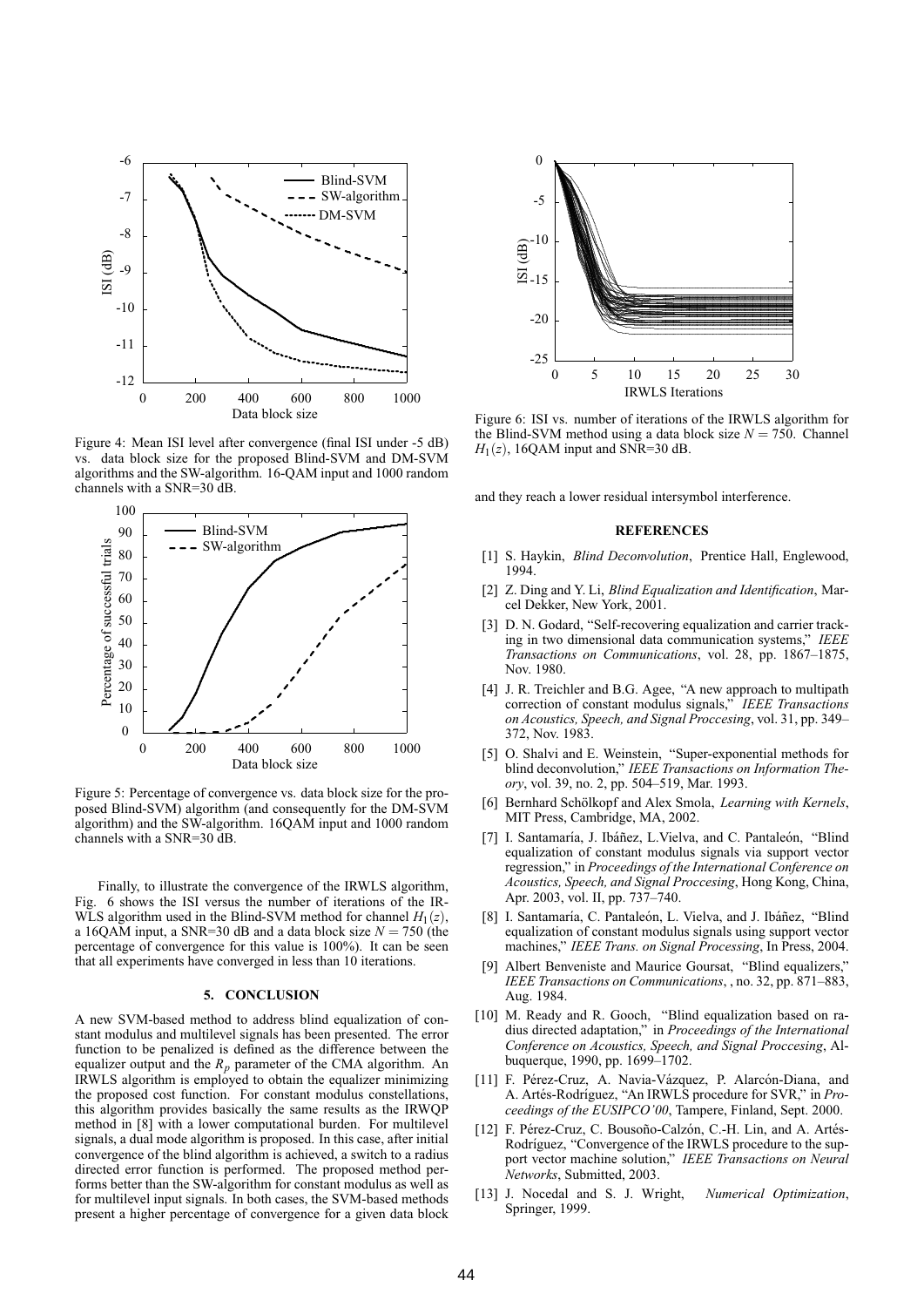-6
-7
-8
-9
-10
-11
-12
ISI (dB)
0 200 400 600 800 1000
Data block size
Blind-SVM
SW-algorithm
DM-SVM

Figure 4: Mean ISI level after convergence (final ISI under -5 dB) vs. data block size for the proposed Blind-SVM and DM-SVM algorithms and the SW-algorithm. 16-QAM input and 1000 random channels with a SNR=30 dB.

100
90
80
70
60
50
40
30
20
10
0
Percentage of successful trials
0 200 400 600 800 1000
Data block size
Blind-SVM
SW-algorithm

Figure 5: Percentage of convergence vs. data block size for the proposed Blind-SVM) algorithm (and consequently for the DM-SVM algorithm) and the SW-algorithm. 16QAM input and 1000 random channels with a SNR=30 dB.

Finally, to illustrate the convergence of the IRWLS algorithm, Fig. 6 shows the ISI versus the number of iterations of the IRWLS algorithm used in the Blind-SVM method for channel $H_1(z)$, a 16QAM input, a SNR=30 dB and a data block size $N = 750$ (the percentage of convergence for this value is 100%). It can be seen that all experiments have converged in less than 10 iterations.

## 5. CONCLUSION

A new SVM-based method to address blind equalization of constant modulus and multilevel signals has been presented. The error function to be penalized is defined as the difference between the equalizer output and the $R_p$ parameter of the CMA algorithm. An IRWLS algorithm is employed to obtain the equalizer minimizing the proposed cost function. For constant modulus constellations, this algorithm provides basically the same results as the IRWQP method in [8] with a lower computational burden. For multilevel signals, a dual mode algorithm is proposed. In this case, after initial convergence of the blind algorithm is achieved, a switch to a radius directed error function is performed. The proposed method performs better than the SW-algorithm for constant modulus as well as for multilevel input signals. In both cases, the SVM-based methods present a higher percentage of convergence for a given data block and they reach a lower residual intersymbol interference.

0
-5
-10
-15
-20
-25
ISI (dB)
0 5 10 15 20 25 30
IRWLS Iterations

Figure 6: ISI vs. number of iterations of the IRWLS algorithm for the Blind-SVM method using a data block size $N = 750$. Channel $H_1(z)$, 16QAM input and SNR=30 dB.

## REFERENCES

[1] S. Haykin, *Blind Deconvolution*, Prentice Hall, Englewood, 1994.

[2] Z. Ding and Y. Li, *Blind Equalization and Identification*, Marcel Dekker, New York, 2001.

[3] D. N. Godard, "Self-recovering equalization and carrier tracking in two dimensional data communication systems," *IEEE Transactions on Communications*, vol. 28, pp. 1867–1875, Nov. 1980.

[4] J. R. Treichler and B.G. Agee, "A new approach to multipath correction of constant modulus signals," *IEEE Transactions on Acoustics, Speech, and Signal Proccesing*, vol. 31, pp. 349–372, Nov. 1983.

[5] O. Shalvi and E. Weinstein, "Super-exponential methods for blind deconvolution," *IEEE Transactions on Information Theory*, vol. 39, no. 2, pp. 504–519, Mar. 1993.

[6] Bernhard Schölkopf and Alex Smola, *Learning with Kernels*, MIT Press, Cambridge, MA, 2002.

[7] I. Santamaría, J. Ibáñez, L.Vielva, and C. Pantaleón, "Blind equalization of constant modulus signals via support vector regression," in *Proceedings of the International Conference on Acoustics, Speech, and Signal Proccesing*, Hong Kong, China, Apr. 2003, vol. II, pp. 737–740.

[8] I. Santamaría, C. Pantaleón, L. Vielva, and J. Ibáñez, "Blind equalization of constant modulus signals using support vector machines," *IEEE Trans. on Signal Processing*, In Press, 2004.

[9] Albert Benveniste and Maurice Goursat, "Blind equalizers," *IEEE Transactions on Communications*, , no. 32, pp. 871–883, Aug. 1984.

[10] M. Ready and R. Gooch, "Blind equalization based on radius directed adaptation," in *Proceedings of the International Conference on Acoustics, Speech, and Signal Proccesing*, Albuquerque, 1990, pp. 1699–1702.

[11] F. Pérez-Cruz, A. Navia-Vázquez, P. Alarcón-Diana, and A. Artés-Rodríguez, "An IRWLS procedure for SVR," in *Proceedings of the EUSIPCO'00*, Tampere, Finland, Sept. 2000.

[12] F. Pérez-Cruz, C. Bousoño-Calzón, C.-H. Lin, and A. Artés-Rodríguez, "Convergence of the IRWLS procedure to the support vector machine solution," *IEEE Transactions on Neural Networks*, Submitted, 2003.

[13] J. Nocedal and S. J. Wright, *Numerical Optimization*, Springer, 1999.